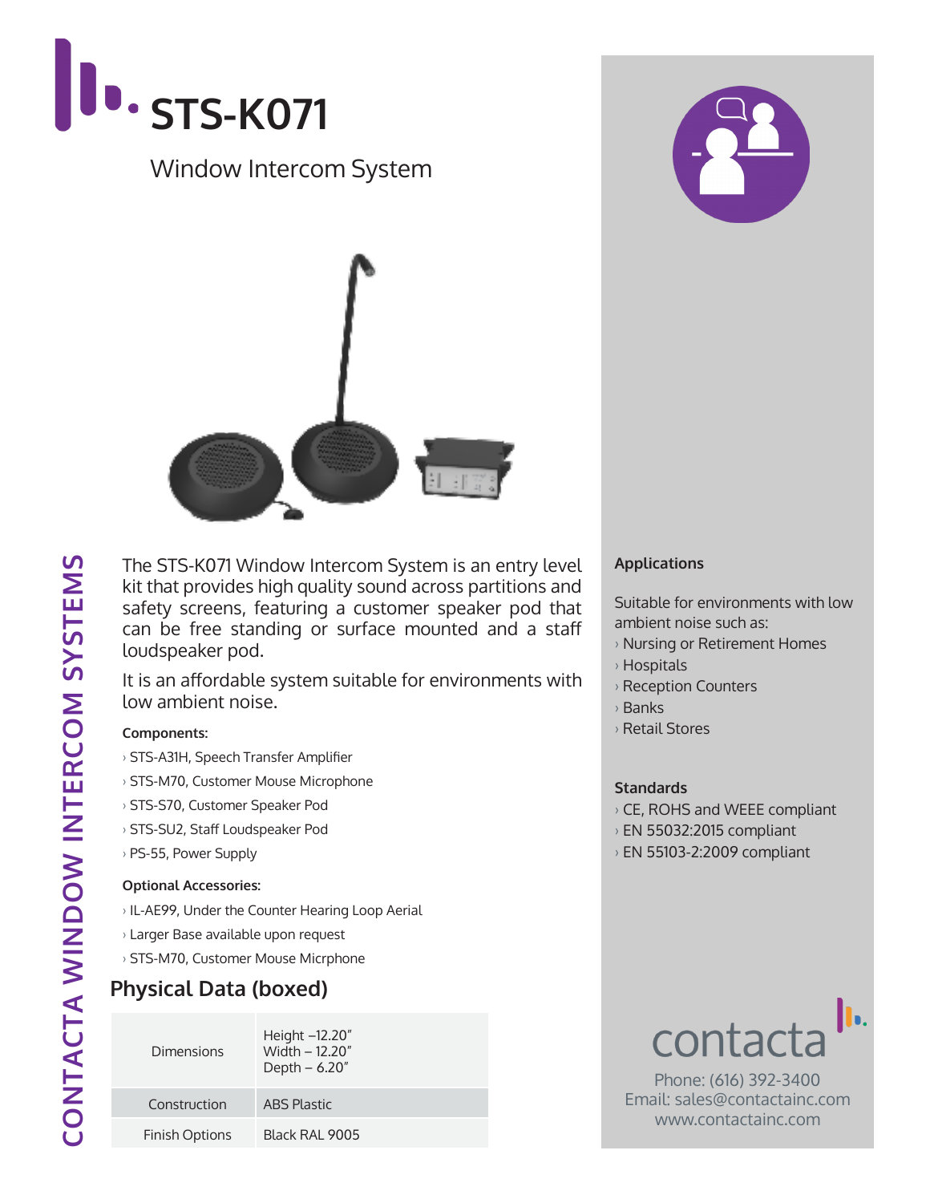# STS-K071

Window Intercom System

CONTACTA WINDOW INTERCOM SYSTEMS

The STS-K071 Window Intercom System is an entry level kit that provides high quality sound across partitions and safety screens, featuring a customer speaker pod that can be free standing or surface mounted and a staff loudspeaker pod.

It is an affordable system suitable for environments with low ambient noise.

**Components:**

- STS-A31H, Speech Transfer Amplifier
- STS-M70, Customer Mouse Microphone
- STS-S70, Customer Speaker Pod
- STS-SU2, Staff Loudspeaker Pod
- PS-55, Power Supply

**Optional Accessories:**

- IL-AE99, Under the Counter Hearing Loop Aerial
- Larger Base available upon request
- STS-M70, Customer Mouse Micrphone

## Physical Data (boxed)

| | |
|---|---|
| Dimensions | Height –12.20″<br>Width – 12.20″<br>Depth – 6.20″ |
| Construction | ABS Plastic |
| Finish Options | Black RAL 9005 |

**Applications**

Suitable for environments with low ambient noise such as:

- Nursing or Retirement Homes
- Hospitals
- Reception Counters
- Banks
- Retail Stores

**Standards**

- CE, ROHS and WEEE compliant
- EN 55032:2015 compliant
- EN 55103-2:2009 compliant

contacta

Phone: (616) 392-3400
Email: sales@contactainc.com
www.contactainc.com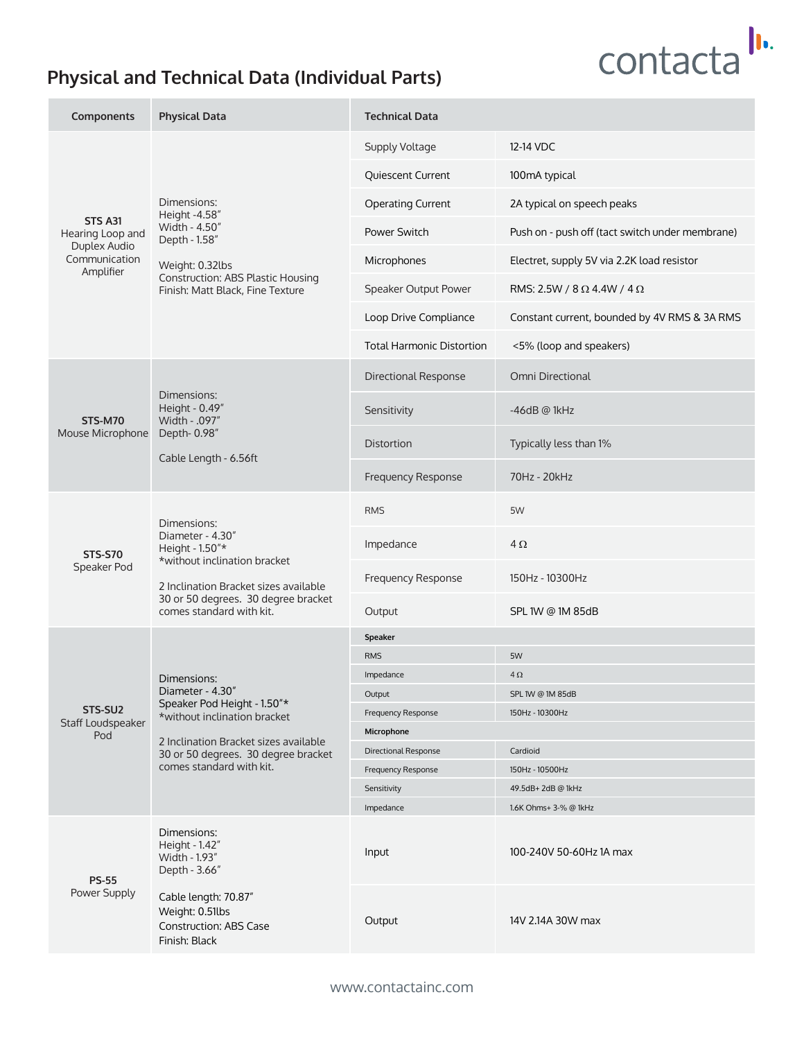# Physical and Technical Data (Individual Parts)

| Components | Physical Data | Technical Data | |
|---|---|---|---|
| **STS A31** Hearing Loop and Duplex Audio Communication Amplifier | Dimensions: Height -4.58" Width - 4.50" Depth - 1.58" Weight: 0.32lbs Construction: ABS Plastic Housing Finish: Matt Black, Fine Texture | Supply Voltage | 12-14 VDC |
| | | Quiescent Current | 100mA typical |
| | | Operating Current | 2A typical on speech peaks |
| | | Power Switch | Push on - push off (tact switch under membrane) |
| | | Microphones | Electret, supply 5V via 2.2K load resistor |
| | | Speaker Output Power | RMS: 2.5W / 8 Ω 4.4W / 4 Ω |
| | | Loop Drive Compliance | Constant current, bounded by 4V RMS & 3A RMS |
| | | Total Harmonic Distortion | <5% (loop and speakers) |
| **STS-M70** Mouse Microphone | Dimensions: Height - 0.49" Width - .097" Depth- 0.98" Cable Length - 6.56ft | Directional Response | Omni Directional |
| | | Sensitivity | -46dB @ 1kHz |
| | | Distortion | Typically less than 1% |
| | | Frequency Response | 70Hz - 20kHz |
| **STS-S70** Speaker Pod | Dimensions: Diameter - 4.30" Height - 1.50"* *without inclination bracket 2 Inclination Bracket sizes available 30 or 50 degrees. 30 degree bracket comes standard with kit. | RMS | 5W |
| | | Impedance | 4 Ω |
| | | Frequency Response | 150Hz - 10300Hz |
| | | Output | SPL 1W @ 1M 85dB |
| **STS-SU2** Staff Loudspeaker Pod | Dimensions: Diameter - 4.30" Speaker Pod Height - 1.50"* *without inclination bracket 2 Inclination Bracket sizes available 30 or 50 degrees. 30 degree bracket comes standard with kit. | **Speaker** | |
| | | RMS | 5W |
| | | Impedance | 4 Ω |
| | | Output | SPL 1W @ 1M 85dB |
| | | Frequency Response | 150Hz - 10300Hz |
| | | **Microphone** | |
| | | Directional Response | Cardioid |
| | | Frequency Response | 150Hz - 10500Hz |
| | | Sensitivity | 49.5dB+ 2dB @ 1kHz |
| | | Impedance | 1.6K Ohms+ 3-% @ 1kHz |
| **PS-55** Power Supply | Dimensions: Height - 1.42" Width - 1.93" Depth - 3.66" Cable length: 70.87" Weight: 0.51lbs Construction: ABS Case Finish: Black | Input | 100-240V 50-60Hz 1A max |
| | | Output | 14V 2.14A 30W max |

www.contactainc.com